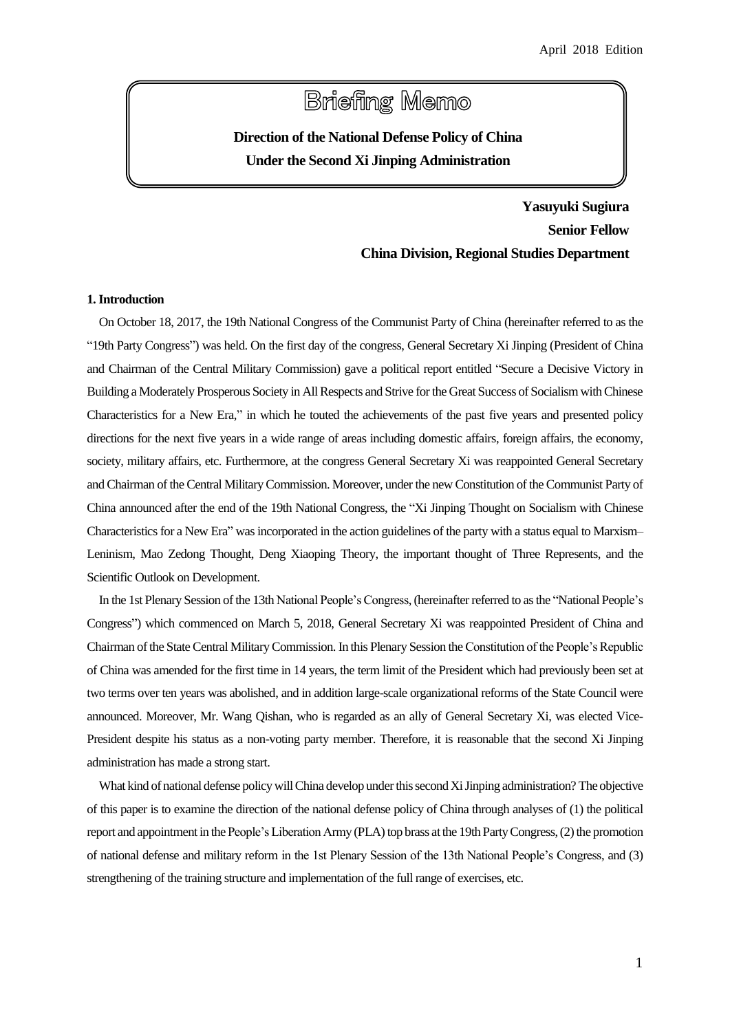April 2018 Edition

# Briefing Memo

**Direction of the National Defense Policy of China**
**Under the Second Xi Jinping Administration**

**Yasuyuki Sugiura**
**Senior Fellow**
**China Division, Regional Studies Department**

## 1. Introduction

On October 18, 2017, the 19th National Congress of the Communist Party of China (hereinafter referred to as the "19th Party Congress") was held. On the first day of the congress, General Secretary Xi Jinping (President of China and Chairman of the Central Military Commission) gave a political report entitled "Secure a Decisive Victory in Building a Moderately Prosperous Society in All Respects and Strive for the Great Success of Socialism with Chinese Characteristics for a New Era," in which he touted the achievements of the past five years and presented policy directions for the next five years in a wide range of areas including domestic affairs, foreign affairs, the economy, society, military affairs, etc. Furthermore, at the congress General Secretary Xi was reappointed General Secretary and Chairman of the Central Military Commission. Moreover, under the new Constitution of the Communist Party of China announced after the end of the 19th National Congress, the "Xi Jinping Thought on Socialism with Chinese Characteristics for a New Era" was incorporated in the action guidelines of the party with a status equal to Marxism–Leninism, Mao Zedong Thought, Deng Xiaoping Theory, the important thought of Three Represents, and the Scientific Outlook on Development.

In the 1st Plenary Session of the 13th National People's Congress, (hereinafter referred to as the "National People's Congress") which commenced on March 5, 2018, General Secretary Xi was reappointed President of China and Chairman of the State Central Military Commission. In this Plenary Session the Constitution of the People's Republic of China was amended for the first time in 14 years, the term limit of the President which had previously been set at two terms over ten years was abolished, and in addition large-scale organizational reforms of the State Council were announced. Moreover, Mr. Wang Qishan, who is regarded as an ally of General Secretary Xi, was elected Vice-President despite his status as a non-voting party member. Therefore, it is reasonable that the second Xi Jinping administration has made a strong start.

What kind of national defense policy will China develop under this second Xi Jinping administration? The objective of this paper is to examine the direction of the national defense policy of China through analyses of (1) the political report and appointment in the People's Liberation Army (PLA) top brass at the 19th Party Congress, (2) the promotion of national defense and military reform in the 1st Plenary Session of the 13th National People's Congress, and (3) strengthening of the training structure and implementation of the full range of exercises, etc.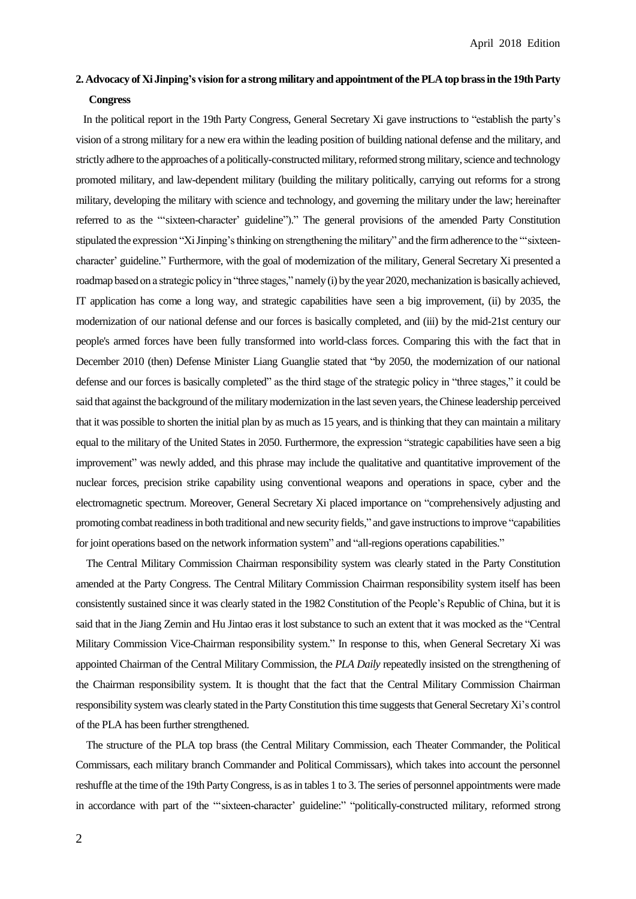## 2. Advocacy of Xi Jinping's vision for a strong military and appointment of the PLA top brass in the 19th Party Congress

In the political report in the 19th Party Congress, General Secretary Xi gave instructions to "establish the party's vision of a strong military for a new era within the leading position of building national defense and the military, and strictly adhere to the approaches of a politically-constructed military, reformed strong military, science and technology promoted military, and law-dependent military (building the military politically, carrying out reforms for a strong military, developing the military with science and technology, and governing the military under the law; hereinafter referred to as the "'sixteen-character' guideline")." The general provisions of the amended Party Constitution stipulated the expression "Xi Jinping's thinking on strengthening the military" and the firm adherence to the "'sixteen-character' guideline." Furthermore, with the goal of modernization of the military, General Secretary Xi presented a roadmap based on a strategic policy in "three stages," namely (i) by the year 2020, mechanization is basically achieved, IT application has come a long way, and strategic capabilities have seen a big improvement, (ii) by 2035, the modernization of our national defense and our forces is basically completed, and (iii) by the mid-21st century our people's armed forces have been fully transformed into world-class forces. Comparing this with the fact that in December 2010 (then) Defense Minister Liang Guanglie stated that "by 2050, the modernization of our national defense and our forces is basically completed" as the third stage of the strategic policy in "three stages," it could be said that against the background of the military modernization in the last seven years, the Chinese leadership perceived that it was possible to shorten the initial plan by as much as 15 years, and is thinking that they can maintain a military equal to the military of the United States in 2050. Furthermore, the expression "strategic capabilities have seen a big improvement" was newly added, and this phrase may include the qualitative and quantitative improvement of the nuclear forces, precision strike capability using conventional weapons and operations in space, cyber and the electromagnetic spectrum. Moreover, General Secretary Xi placed importance on "comprehensively adjusting and promoting combat readiness in both traditional and new security fields," and gave instructions to improve "capabilities for joint operations based on the network information system" and "all-regions operations capabilities."

The Central Military Commission Chairman responsibility system was clearly stated in the Party Constitution amended at the Party Congress. The Central Military Commission Chairman responsibility system itself has been consistently sustained since it was clearly stated in the 1982 Constitution of the People's Republic of China, but it is said that in the Jiang Zemin and Hu Jintao eras it lost substance to such an extent that it was mocked as the "Central Military Commission Vice-Chairman responsibility system." In response to this, when General Secretary Xi was appointed Chairman of the Central Military Commission, the *PLA Daily* repeatedly insisted on the strengthening of the Chairman responsibility system. It is thought that the fact that the Central Military Commission Chairman responsibility system was clearly stated in the Party Constitution this time suggests that General Secretary Xi's control of the PLA has been further strengthened.

The structure of the PLA top brass (the Central Military Commission, each Theater Commander, the Political Commissars, each military branch Commander and Political Commissars), which takes into account the personnel reshuffle at the time of the 19th Party Congress, is as in tables 1 to 3. The series of personnel appointments were made in accordance with part of the "'sixteen-character' guideline:" "politically-constructed military, reformed strong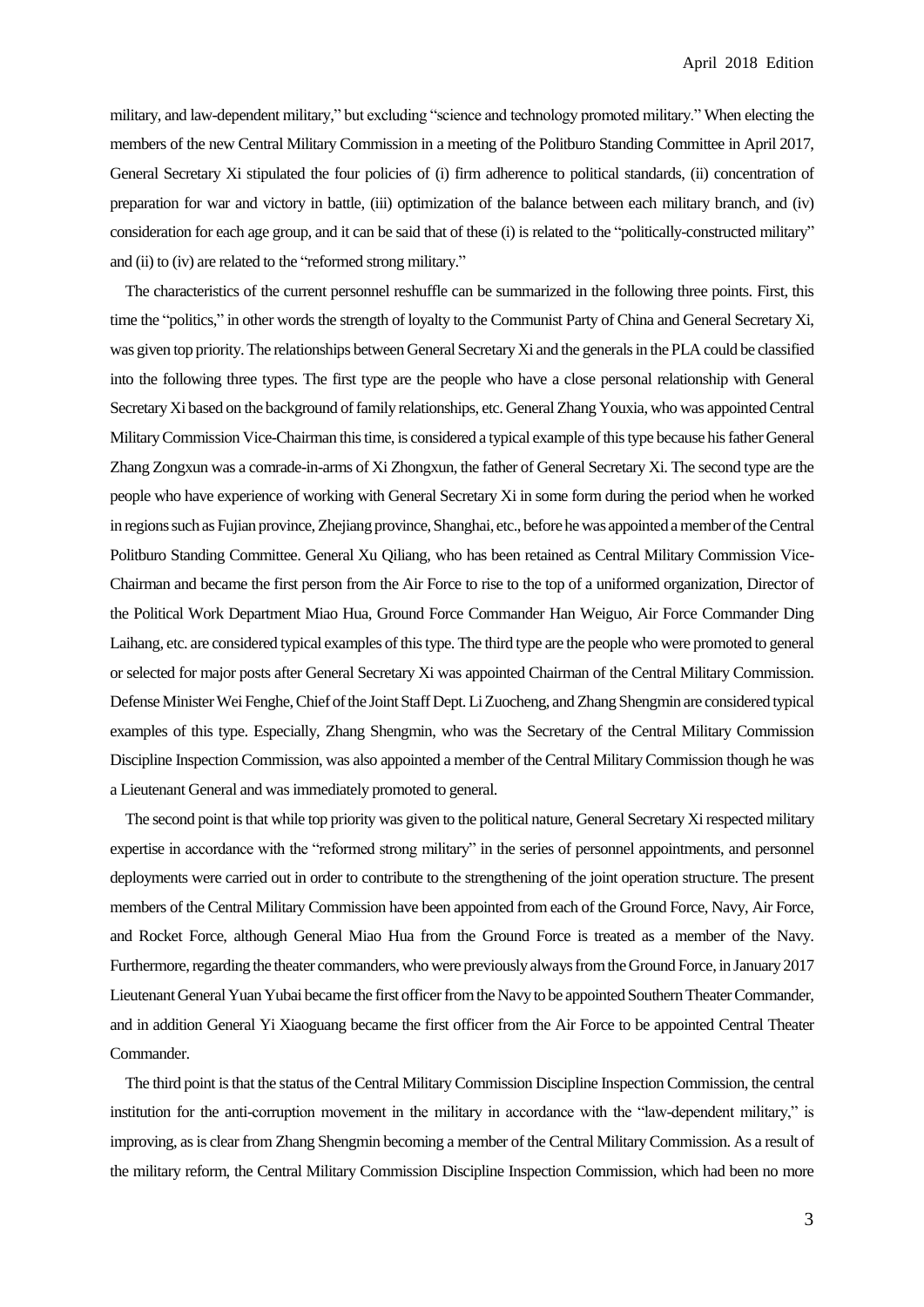military, and law-dependent military," but excluding "science and technology promoted military." When electing the members of the new Central Military Commission in a meeting of the Politburo Standing Committee in April 2017, General Secretary Xi stipulated the four policies of (i) firm adherence to political standards, (ii) concentration of preparation for war and victory in battle, (iii) optimization of the balance between each military branch, and (iv) consideration for each age group, and it can be said that of these (i) is related to the "politically-constructed military" and (ii) to (iv) are related to the "reformed strong military."

The characteristics of the current personnel reshuffle can be summarized in the following three points. First, this time the "politics," in other words the strength of loyalty to the Communist Party of China and General Secretary Xi, was given top priority. The relationships between General Secretary Xi and the generals in the PLA could be classified into the following three types. The first type are the people who have a close personal relationship with General Secretary Xi based on the background of family relationships, etc. General Zhang Youxia, who was appointed Central Military Commission Vice-Chairman this time, is considered a typical example of this type because his father General Zhang Zongxun was a comrade-in-arms of Xi Zhongxun, the father of General Secretary Xi. The second type are the people who have experience of working with General Secretary Xi in some form during the period when he worked in regions such as Fujian province, Zhejiang province, Shanghai, etc., before he was appointed a member of the Central Politburo Standing Committee. General Xu Qiliang, who has been retained as Central Military Commission Vice-Chairman and became the first person from the Air Force to rise to the top of a uniformed organization, Director of the Political Work Department Miao Hua, Ground Force Commander Han Weiguo, Air Force Commander Ding Laihang, etc. are considered typical examples of this type. The third type are the people who were promoted to general or selected for major posts after General Secretary Xi was appointed Chairman of the Central Military Commission. Defense Minister Wei Fenghe, Chief of the Joint Staff Dept. Li Zuocheng, and Zhang Shengmin are considered typical examples of this type. Especially, Zhang Shengmin, who was the Secretary of the Central Military Commission Discipline Inspection Commission, was also appointed a member of the Central Military Commission though he was a Lieutenant General and was immediately promoted to general.

The second point is that while top priority was given to the political nature, General Secretary Xi respected military expertise in accordance with the "reformed strong military" in the series of personnel appointments, and personnel deployments were carried out in order to contribute to the strengthening of the joint operation structure. The present members of the Central Military Commission have been appointed from each of the Ground Force, Navy, Air Force, and Rocket Force, although General Miao Hua from the Ground Force is treated as a member of the Navy. Furthermore, regarding the theater commanders, who were previously always from the Ground Force, in January 2017 Lieutenant General Yuan Yubai became the first officer from the Navy to be appointed Southern Theater Commander, and in addition General Yi Xiaoguang became the first officer from the Air Force to be appointed Central Theater Commander.

The third point is that the status of the Central Military Commission Discipline Inspection Commission, the central institution for the anti-corruption movement in the military in accordance with the "law-dependent military," is improving, as is clear from Zhang Shengmin becoming a member of the Central Military Commission. As a result of the military reform, the Central Military Commission Discipline Inspection Commission, which had been no more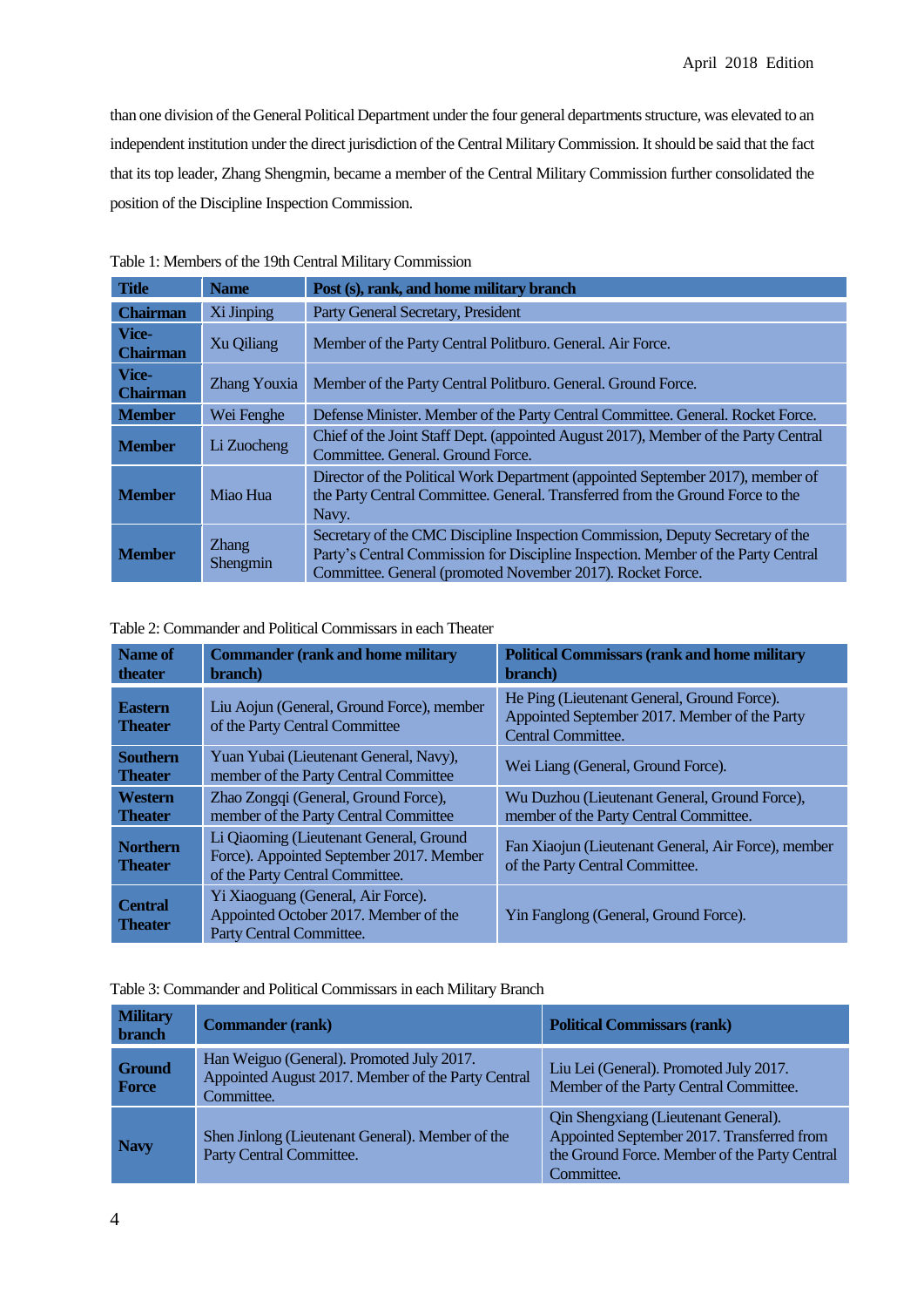than one division of the General Political Department under the four general departments structure, was elevated to an independent institution under the direct jurisdiction of the Central Military Commission. It should be said that the fact that its top leader, Zhang Shengmin, became a member of the Central Military Commission further consolidated the position of the Discipline Inspection Commission.

Table 1: Members of the 19th Central Military Commission

| Title | Name | Post (s), rank, and home military branch |
|---|---|---|
| Chairman | Xi Jinping | Party General Secretary, President |
| Vice-Chairman | Xu Qiliang | Member of the Party Central Politburo. General. Air Force. |
| Vice-Chairman | Zhang Youxia | Member of the Party Central Politburo. General. Ground Force. |
| Member | Wei Fenghe | Defense Minister. Member of the Party Central Committee. General. Rocket Force. |
| Member | Li Zuocheng | Chief of the Joint Staff Dept. (appointed August 2017), Member of the Party Central Committee. General. Ground Force. |
| Member | Miao Hua | Director of the Political Work Department (appointed September 2017), member of the Party Central Committee. General. Transferred from the Ground Force to the Navy. |
| Member | Zhang Shengmin | Secretary of the CMC Discipline Inspection Commission, Deputy Secretary of the Party's Central Commission for Discipline Inspection. Member of the Party Central Committee. General (promoted November 2017). Rocket Force. |

Table 2: Commander and Political Commissars in each Theater

| Name of theater | Commander (rank and home military branch) | Political Commissars (rank and home military branch) |
|---|---|---|
| Eastern Theater | Liu Aojun (General, Ground Force), member of the Party Central Committee | He Ping (Lieutenant General, Ground Force). Appointed September 2017. Member of the Party Central Committee. |
| Southern Theater | Yuan Yubai (Lieutenant General, Navy), member of the Party Central Committee | Wei Liang (General, Ground Force). |
| Western Theater | Zhao Zongqi (General, Ground Force), member of the Party Central Committee | Wu Duzhou (Lieutenant General, Ground Force), member of the Party Central Committee. |
| Northern Theater | Li Qiaoming (Lieutenant General, Ground Force). Appointed September 2017. Member of the Party Central Committee. | Fan Xiaojun (Lieutenant General, Air Force), member of the Party Central Committee. |
| Central Theater | Yi Xiaoguang (General, Air Force). Appointed October 2017. Member of the Party Central Committee. | Yin Fanglong (General, Ground Force). |

Table 3: Commander and Political Commissars in each Military Branch

| Military branch | Commander (rank) | Political Commissars (rank) |
|---|---|---|
| Ground Force | Han Weiguo (General). Promoted July 2017. Appointed August 2017. Member of the Party Central Committee. | Liu Lei (General). Promoted July 2017. Member of the Party Central Committee. |
| Navy | Shen Jinlong (Lieutenant General). Member of the Party Central Committee. | Qin Shengxiang (Lieutenant General). Appointed September 2017. Transferred from the Ground Force. Member of the Party Central Committee. |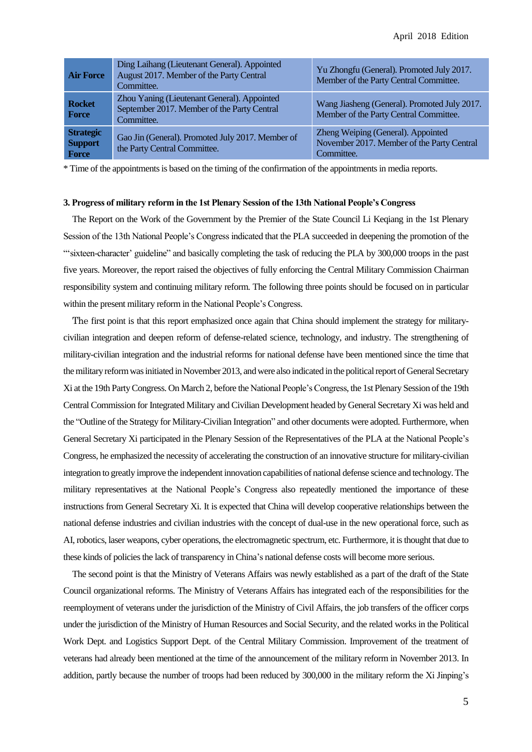| | | |
|---|---|---|
| **Air Force** | Ding Laihang (Lieutenant General). Appointed August 2017. Member of the Party Central Committee. | Yu Zhongfu (General). Promoted July 2017. Member of the Party Central Committee. |
| **Rocket Force** | Zhou Yaning (Lieutenant General). Appointed September 2017. Member of the Party Central Committee. | Wang Jiasheng (General). Promoted July 2017. Member of the Party Central Committee. |
| **Strategic Support Force** | Gao Jin (General). Promoted July 2017. Member of the Party Central Committee. | Zheng Weiping (General). Appointed November 2017. Member of the Party Central Committee. |

* Time of the appointments is based on the timing of the confirmation of the appointments in media reports.

### 3. Progress of military reform in the 1st Plenary Session of the 13th National People's Congress

The Report on the Work of the Government by the Premier of the State Council Li Keqiang in the 1st Plenary Session of the 13th National People's Congress indicated that the PLA succeeded in deepening the promotion of the "'sixteen-character' guideline" and basically completing the task of reducing the PLA by 300,000 troops in the past five years. Moreover, the report raised the objectives of fully enforcing the Central Military Commission Chairman responsibility system and continuing military reform. The following three points should be focused on in particular within the present military reform in the National People's Congress.

The first point is that this report emphasized once again that China should implement the strategy for military-civilian integration and deepen reform of defense-related science, technology, and industry. The strengthening of military-civilian integration and the industrial reforms for national defense have been mentioned since the time that the military reform was initiated in November 2013, and were also indicated in the political report of General Secretary Xi at the 19th Party Congress. On March 2, before the National People's Congress, the 1st Plenary Session of the 19th Central Commission for Integrated Military and Civilian Development headed by General Secretary Xi was held and the "Outline of the Strategy for Military-Civilian Integration" and other documents were adopted. Furthermore, when General Secretary Xi participated in the Plenary Session of the Representatives of the PLA at the National People's Congress, he emphasized the necessity of accelerating the construction of an innovative structure for military-civilian integration to greatly improve the independent innovation capabilities of national defense science and technology. The military representatives at the National People's Congress also repeatedly mentioned the importance of these instructions from General Secretary Xi. It is expected that China will develop cooperative relationships between the national defense industries and civilian industries with the concept of dual-use in the new operational force, such as AI, robotics, laser weapons, cyber operations, the electromagnetic spectrum, etc. Furthermore, it is thought that due to these kinds of policies the lack of transparency in China's national defense costs will become more serious.

The second point is that the Ministry of Veterans Affairs was newly established as a part of the draft of the State Council organizational reforms. The Ministry of Veterans Affairs has integrated each of the responsibilities for the reemployment of veterans under the jurisdiction of the Ministry of Civil Affairs, the job transfers of the officer corps under the jurisdiction of the Ministry of Human Resources and Social Security, and the related works in the Political Work Dept. and Logistics Support Dept. of the Central Military Commission. Improvement of the treatment of veterans had already been mentioned at the time of the announcement of the military reform in November 2013. In addition, partly because the number of troops had been reduced by 300,000 in the military reform the Xi Jinping's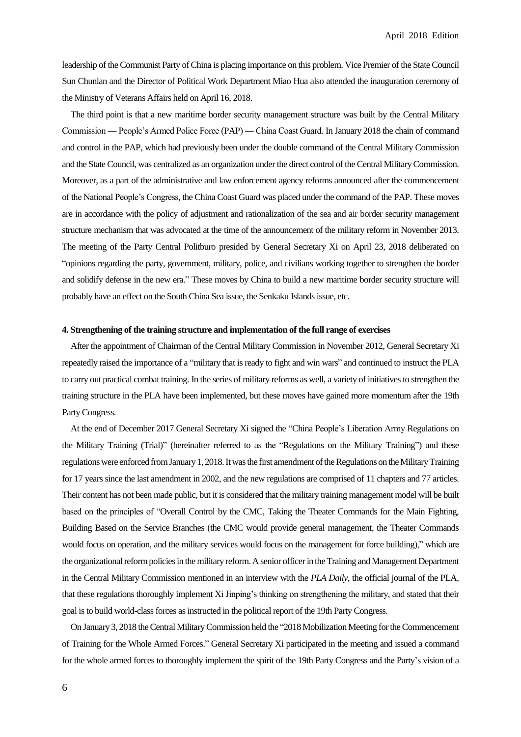leadership of the Communist Party of China is placing importance on this problem. Vice Premier of the State Council Sun Chunlan and the Director of Political Work Department Miao Hua also attended the inauguration ceremony of the Ministry of Veterans Affairs held on April 16, 2018.

The third point is that a new maritime border security management structure was built by the Central Military Commission ― People's Armed Police Force (PAP) ― China Coast Guard. In January 2018 the chain of command and control in the PAP, which had previously been under the double command of the Central Military Commission and the State Council, was centralized as an organization under the direct control of the Central Military Commission. Moreover, as a part of the administrative and law enforcement agency reforms announced after the commencement of the National People's Congress, the China Coast Guard was placed under the command of the PAP. These moves are in accordance with the policy of adjustment and rationalization of the sea and air border security management structure mechanism that was advocated at the time of the announcement of the military reform in November 2013. The meeting of the Party Central Politburo presided by General Secretary Xi on April 23, 2018 deliberated on "opinions regarding the party, government, military, police, and civilians working together to strengthen the border and solidify defense in the new era." These moves by China to build a new maritime border security structure will probably have an effect on the South China Sea issue, the Senkaku Islands issue, etc.

**4. Strengthening of the training structure and implementation of the full range of exercises**

After the appointment of Chairman of the Central Military Commission in November 2012, General Secretary Xi repeatedly raised the importance of a "military that is ready to fight and win wars" and continued to instruct the PLA to carry out practical combat training. In the series of military reforms as well, a variety of initiatives to strengthen the training structure in the PLA have been implemented, but these moves have gained more momentum after the 19th Party Congress.

At the end of December 2017 General Secretary Xi signed the "China People's Liberation Army Regulations on the Military Training (Trial)" (hereinafter referred to as the "Regulations on the Military Training") and these regulations were enforced from January 1, 2018. It was the first amendment of the Regulations on the Military Training for 17 years since the last amendment in 2002, and the new regulations are comprised of 11 chapters and 77 articles. Their content has not been made public, but it is considered that the military training management model will be built based on the principles of "Overall Control by the CMC, Taking the Theater Commands for the Main Fighting, Building Based on the Service Branches (the CMC would provide general management, the Theater Commands would focus on operation, and the military services would focus on the management for force building)," which are the organizational reform policies in the military reform. A senior officer in the Training and Management Department in the Central Military Commission mentioned in an interview with the *PLA Daily*, the official journal of the PLA, that these regulations thoroughly implement Xi Jinping's thinking on strengthening the military, and stated that their goal is to build world-class forces as instructed in the political report of the 19th Party Congress.

On January 3, 2018 the Central Military Commission held the "2018 Mobilization Meeting for the Commencement of Training for the Whole Armed Forces." General Secretary Xi participated in the meeting and issued a command for the whole armed forces to thoroughly implement the spirit of the 19th Party Congress and the Party's vision of a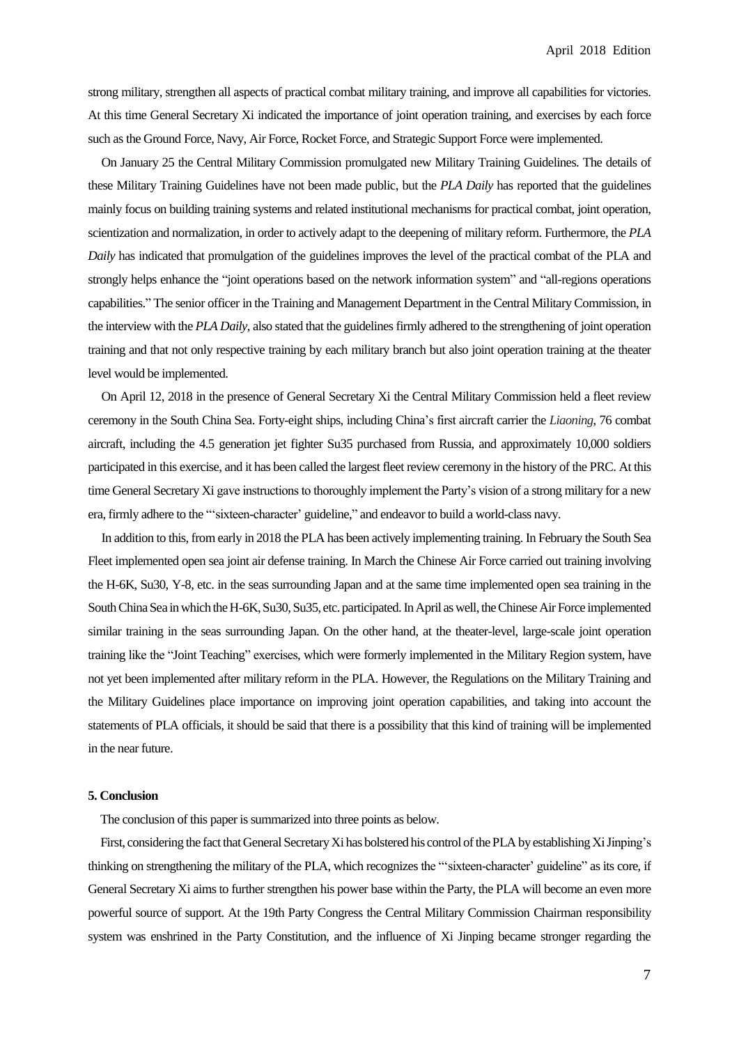strong military, strengthen all aspects of practical combat military training, and improve all capabilities for victories. At this time General Secretary Xi indicated the importance of joint operation training, and exercises by each force such as the Ground Force, Navy, Air Force, Rocket Force, and Strategic Support Force were implemented.

On January 25 the Central Military Commission promulgated new Military Training Guidelines. The details of these Military Training Guidelines have not been made public, but the *PLA Daily* has reported that the guidelines mainly focus on building training systems and related institutional mechanisms for practical combat, joint operation, scientization and normalization, in order to actively adapt to the deepening of military reform. Furthermore, the *PLA Daily* has indicated that promulgation of the guidelines improves the level of the practical combat of the PLA and strongly helps enhance the "joint operations based on the network information system" and "all-regions operations capabilities." The senior officer in the Training and Management Department in the Central Military Commission, in the interview with the *PLA Daily*, also stated that the guidelines firmly adhered to the strengthening of joint operation training and that not only respective training by each military branch but also joint operation training at the theater level would be implemented.

On April 12, 2018 in the presence of General Secretary Xi the Central Military Commission held a fleet review ceremony in the South China Sea. Forty-eight ships, including China's first aircraft carrier the *Liaoning*, 76 combat aircraft, including the 4.5 generation jet fighter Su35 purchased from Russia, and approximately 10,000 soldiers participated in this exercise, and it has been called the largest fleet review ceremony in the history of the PRC. At this time General Secretary Xi gave instructions to thoroughly implement the Party's vision of a strong military for a new era, firmly adhere to the "'sixteen-character' guideline," and endeavor to build a world-class navy.

In addition to this, from early in 2018 the PLA has been actively implementing training. In February the South Sea Fleet implemented open sea joint air defense training. In March the Chinese Air Force carried out training involving the H-6K, Su30, Y-8, etc. in the seas surrounding Japan and at the same time implemented open sea training in the South China Sea in which the H-6K, Su30, Su35, etc. participated. In April as well, the Chinese Air Force implemented similar training in the seas surrounding Japan. On the other hand, at the theater-level, large-scale joint operation training like the "Joint Teaching" exercises, which were formerly implemented in the Military Region system, have not yet been implemented after military reform in the PLA. However, the Regulations on the Military Training and the Military Guidelines place importance on improving joint operation capabilities, and taking into account the statements of PLA officials, it should be said that there is a possibility that this kind of training will be implemented in the near future.

**5. Conclusion**

The conclusion of this paper is summarized into three points as below.

First, considering the fact that General Secretary Xi has bolstered his control of the PLA by establishing Xi Jinping's thinking on strengthening the military of the PLA, which recognizes the "'sixteen-character' guideline" as its core, if General Secretary Xi aims to further strengthen his power base within the Party, the PLA will become an even more powerful source of support. At the 19th Party Congress the Central Military Commission Chairman responsibility system was enshrined in the Party Constitution, and the influence of Xi Jinping became stronger regarding the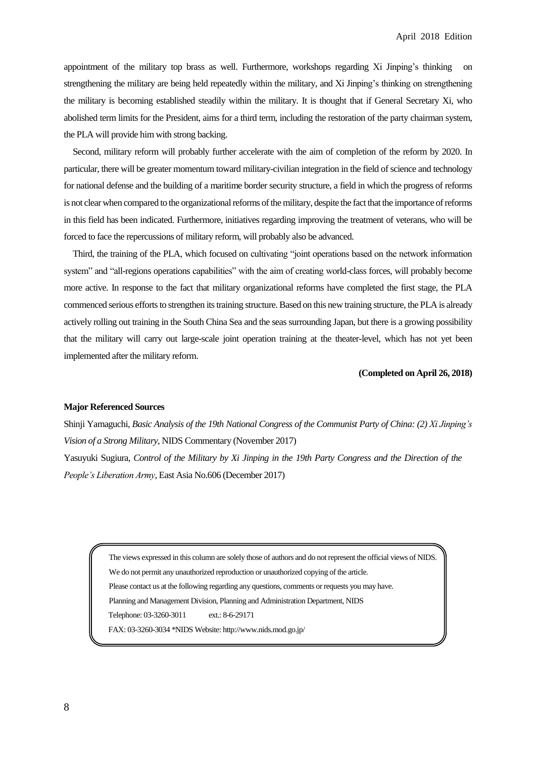appointment of the military top brass as well. Furthermore, workshops regarding Xi Jinping's thinking on strengthening the military are being held repeatedly within the military, and Xi Jinping's thinking on strengthening the military is becoming established steadily within the military. It is thought that if General Secretary Xi, who abolished term limits for the President, aims for a third term, including the restoration of the party chairman system, the PLA will provide him with strong backing.

Second, military reform will probably further accelerate with the aim of completion of the reform by 2020. In particular, there will be greater momentum toward military-civilian integration in the field of science and technology for national defense and the building of a maritime border security structure, a field in which the progress of reforms is not clear when compared to the organizational reforms of the military, despite the fact that the importance of reforms in this field has been indicated. Furthermore, initiatives regarding improving the treatment of veterans, who will be forced to face the repercussions of military reform, will probably also be advanced.

Third, the training of the PLA, which focused on cultivating "joint operations based on the network information system" and "all-regions operations capabilities" with the aim of creating world-class forces, will probably become more active. In response to the fact that military organizational reforms have completed the first stage, the PLA commenced serious efforts to strengthen its training structure. Based on this new training structure, the PLA is already actively rolling out training in the South China Sea and the seas surrounding Japan, but there is a growing possibility that the military will carry out large-scale joint operation training at the theater-level, which has not yet been implemented after the military reform.

**(Completed on April 26, 2018)**

**Major Referenced Sources**

Shinji Yamaguchi, *Basic Analysis of the 19th National Congress of the Communist Party of China: (2) Xi Jinping's Vision of a Strong Military*, NIDS Commentary (November 2017)

Yasuyuki Sugiura, *Control of the Military by Xi Jinping in the 19th Party Congress and the Direction of the People's Liberation Army*, East Asia No.606 (December 2017)

The views expressed in this column are solely those of authors and do not represent the official views of NIDS.
We do not permit any unauthorized reproduction or unauthorized copying of the article.
Please contact us at the following regarding any questions, comments or requests you may have.
Planning and Management Division, Planning and Administration Department, NIDS
Telephone: 03-3260-3011 ext.: 8-6-29171
FAX: 03-3260-3034 *NIDS Website: http://www.nids.mod.go.jp/